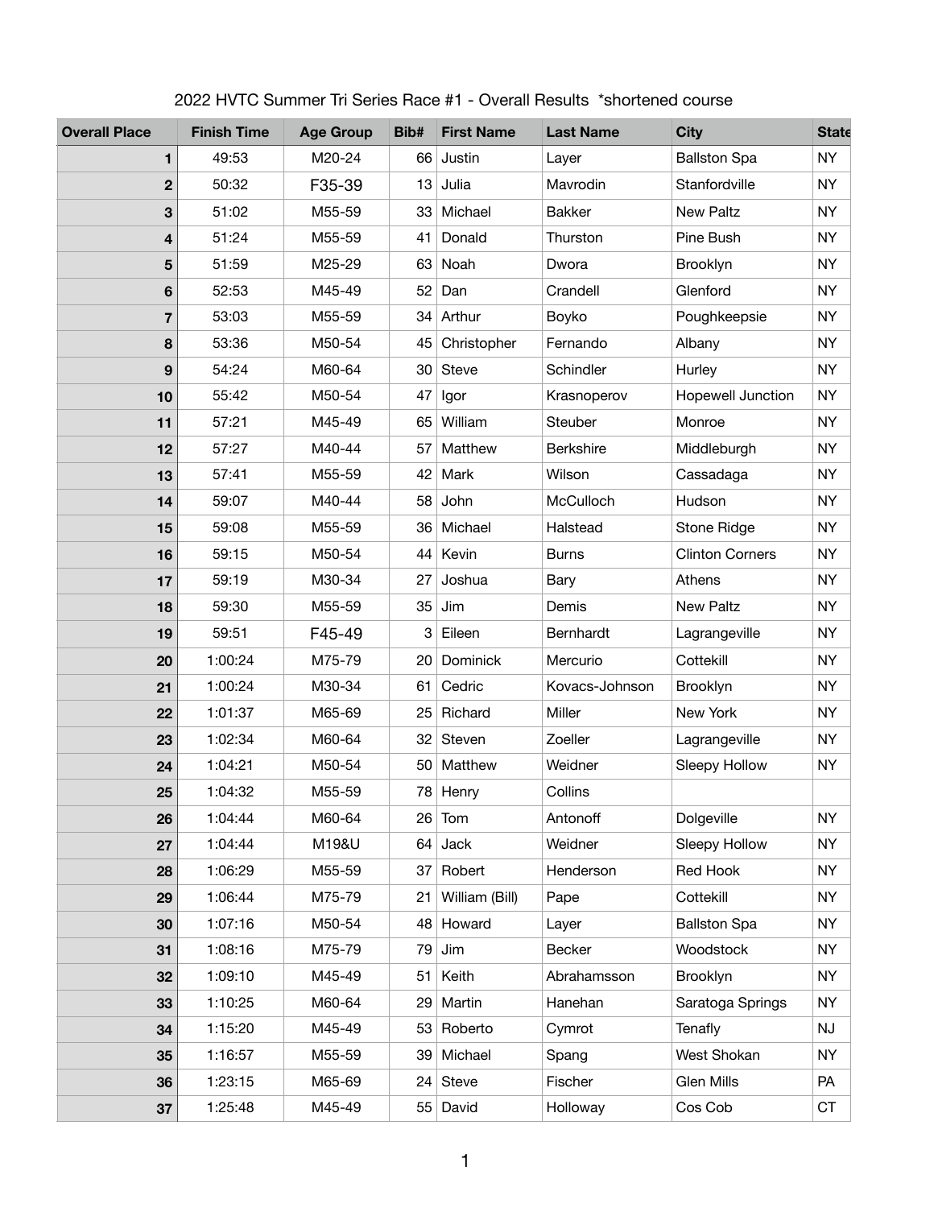# 2022 HVTC Summer Tri Series Race #1 - Overall Results *shortened course

| Overall Place | Finish Time | Age Group | Bib# | First Name | Last Name | City | State |
|---|---|---|---|---|---|---|---|
| 1 | 49:53 | M20-24 | 66 | Justin | Layer | Ballston Spa | NY |
| 2 | 50:32 | F35-39 | 13 | Julia | Mavrodin | Stanfordville | NY |
| 3 | 51:02 | M55-59 | 33 | Michael | Bakker | New Paltz | NY |
| 4 | 51:24 | M55-59 | 41 | Donald | Thurston | Pine Bush | NY |
| 5 | 51:59 | M25-29 | 63 | Noah | Dwora | Brooklyn | NY |
| 6 | 52:53 | M45-49 | 52 | Dan | Crandell | Glenford | NY |
| 7 | 53:03 | M55-59 | 34 | Arthur | Boyko | Poughkeepsie | NY |
| 8 | 53:36 | M50-54 | 45 | Christopher | Fernando | Albany | NY |
| 9 | 54:24 | M60-64 | 30 | Steve | Schindler | Hurley | NY |
| 10 | 55:42 | M50-54 | 47 | Igor | Krasnoperov | Hopewell Junction | NY |
| 11 | 57:21 | M45-49 | 65 | William | Steuber | Monroe | NY |
| 12 | 57:27 | M40-44 | 57 | Matthew | Berkshire | Middleburgh | NY |
| 13 | 57:41 | M55-59 | 42 | Mark | Wilson | Cassadaga | NY |
| 14 | 59:07 | M40-44 | 58 | John | McCulloch | Hudson | NY |
| 15 | 59:08 | M55-59 | 36 | Michael | Halstead | Stone Ridge | NY |
| 16 | 59:15 | M50-54 | 44 | Kevin | Burns | Clinton Corners | NY |
| 17 | 59:19 | M30-34 | 27 | Joshua | Bary | Athens | NY |
| 18 | 59:30 | M55-59 | 35 | Jim | Demis | New Paltz | NY |
| 19 | 59:51 | F45-49 | 3 | Eileen | Bernhardt | Lagrangeville | NY |
| 20 | 1:00:24 | M75-79 | 20 | Dominick | Mercurio | Cottekill | NY |
| 21 | 1:00:24 | M30-34 | 61 | Cedric | Kovacs-Johnson | Brooklyn | NY |
| 22 | 1:01:37 | M65-69 | 25 | Richard | Miller | New York | NY |
| 23 | 1:02:34 | M60-64 | 32 | Steven | Zoeller | Lagrangeville | NY |
| 24 | 1:04:21 | M50-54 | 50 | Matthew | Weidner | Sleepy Hollow | NY |
| 25 | 1:04:32 | M55-59 | 78 | Henry | Collins | | |
| 26 | 1:04:44 | M60-64 | 26 | Tom | Antonoff | Dolgeville | NY |
| 27 | 1:04:44 | M19&U | 64 | Jack | Weidner | Sleepy Hollow | NY |
| 28 | 1:06:29 | M55-59 | 37 | Robert | Henderson | Red Hook | NY |
| 29 | 1:06:44 | M75-79 | 21 | William (Bill) | Pape | Cottekill | NY |
| 30 | 1:07:16 | M50-54 | 48 | Howard | Layer | Ballston Spa | NY |
| 31 | 1:08:16 | M75-79 | 79 | Jim | Becker | Woodstock | NY |
| 32 | 1:09:10 | M45-49 | 51 | Keith | Abrahamsson | Brooklyn | NY |
| 33 | 1:10:25 | M60-64 | 29 | Martin | Hanehan | Saratoga Springs | NY |
| 34 | 1:15:20 | M45-49 | 53 | Roberto | Cymrot | Tenafly | NJ |
| 35 | 1:16:57 | M55-59 | 39 | Michael | Spang | West Shokan | NY |
| 36 | 1:23:15 | M65-69 | 24 | Steve | Fischer | Glen Mills | PA |
| 37 | 1:25:48 | M45-49 | 55 | David | Holloway | Cos Cob | CT |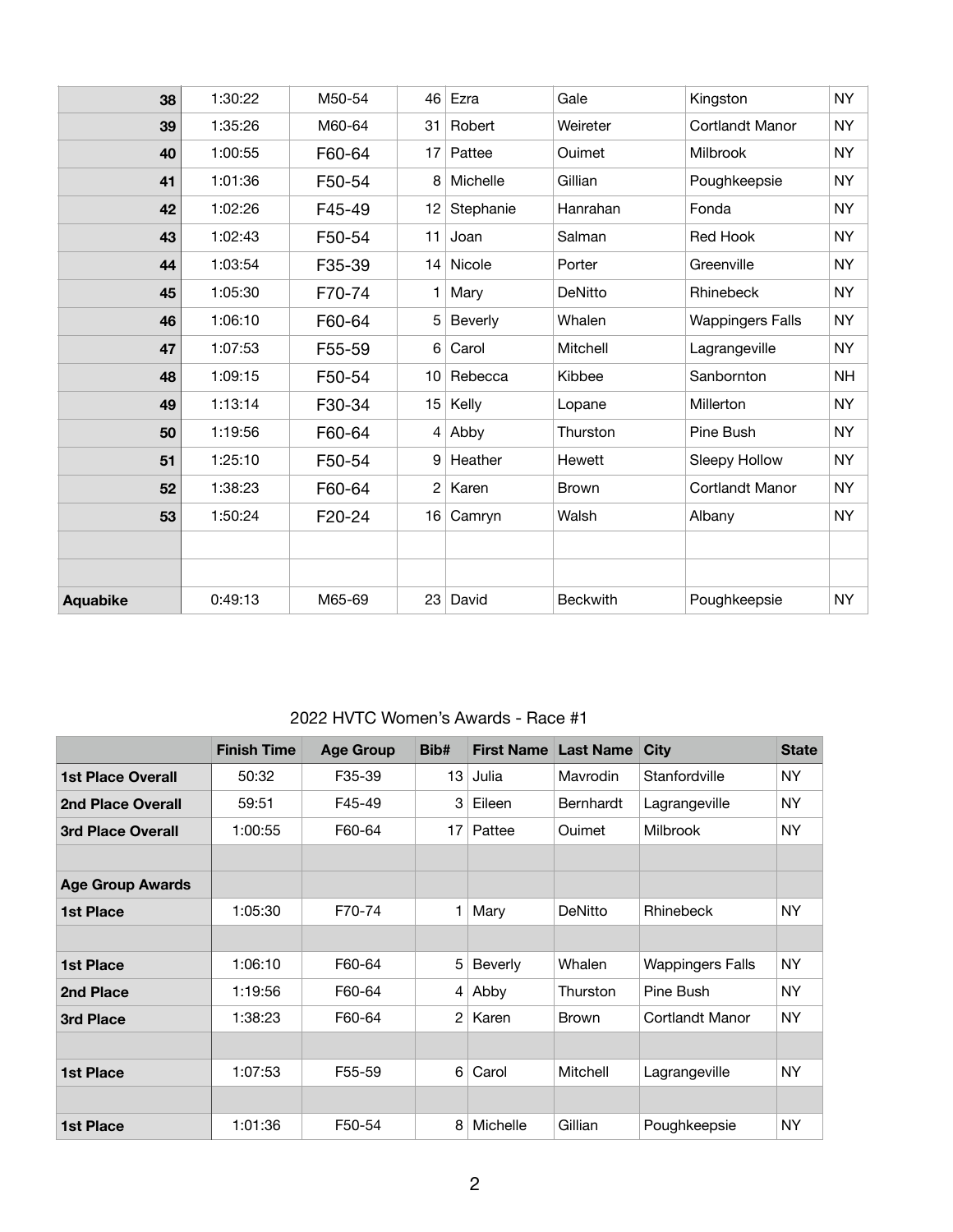| | | | | | | | |
|---|---|---|---|---|---|---|---|
| **38** | 1:30:22 | M50-54 | 46 | Ezra | Gale | Kingston | NY |
| **39** | 1:35:26 | M60-64 | 31 | Robert | Weireter | Cortlandt Manor | NY |
| **40** | 1:00:55 | F60-64 | 17 | Pattee | Ouimet | Milbrook | NY |
| **41** | 1:01:36 | F50-54 | 8 | Michelle | Gillian | Poughkeepsie | NY |
| **42** | 1:02:26 | F45-49 | 12 | Stephanie | Hanrahan | Fonda | NY |
| **43** | 1:02:43 | F50-54 | 11 | Joan | Salman | Red Hook | NY |
| **44** | 1:03:54 | F35-39 | 14 | Nicole | Porter | Greenville | NY |
| **45** | 1:05:30 | F70-74 | 1 | Mary | DeNitto | Rhinebeck | NY |
| **46** | 1:06:10 | F60-64 | 5 | Beverly | Whalen | Wappingers Falls | NY |
| **47** | 1:07:53 | F55-59 | 6 | Carol | Mitchell | Lagrangeville | NY |
| **48** | 1:09:15 | F50-54 | 10 | Rebecca | Kibbee | Sanbornton | NH |
| **49** | 1:13:14 | F30-34 | 15 | Kelly | Lopane | Millerton | NY |
| **50** | 1:19:56 | F60-64 | 4 | Abby | Thurston | Pine Bush | NY |
| **51** | 1:25:10 | F50-54 | 9 | Heather | Hewett | Sleepy Hollow | NY |
| **52** | 1:38:23 | F60-64 | 2 | Karen | Brown | Cortlandt Manor | NY |
| **53** | 1:50:24 | F20-24 | 16 | Camryn | Walsh | Albany | NY |
| | | | | | | | |
| | | | | | | | |
| **Aquabike** | 0:49:13 | M65-69 | 23 | David | Beckwith | Poughkeepsie | NY |

2022 HVTC Women's Awards - Race #1

| | Finish Time | Age Group | Bib# | First Name | Last Name | City | State |
|---|---|---|---|---|---|---|---|
| **1st Place Overall** | 50:32 | F35-39 | 13 | Julia | Mavrodin | Stanfordville | NY |
| **2nd Place Overall** | 59:51 | F45-49 | 3 | Eileen | Bernhardt | Lagrangeville | NY |
| **3rd Place Overall** | 1:00:55 | F60-64 | 17 | Pattee | Ouimet | Milbrook | NY |
| | | | | | | | |
| **Age Group Awards** | | | | | | | |
| **1st Place** | 1:05:30 | F70-74 | 1 | Mary | DeNitto | Rhinebeck | NY |
| | | | | | | | |
| **1st Place** | 1:06:10 | F60-64 | 5 | Beverly | Whalen | Wappingers Falls | NY |
| **2nd Place** | 1:19:56 | F60-64 | 4 | Abby | Thurston | Pine Bush | NY |
| **3rd Place** | 1:38:23 | F60-64 | 2 | Karen | Brown | Cortlandt Manor | NY |
| | | | | | | | |
| **1st Place** | 1:07:53 | F55-59 | 6 | Carol | Mitchell | Lagrangeville | NY |
| | | | | | | | |
| **1st Place** | 1:01:36 | F50-54 | 8 | Michelle | Gillian | Poughkeepsie | NY |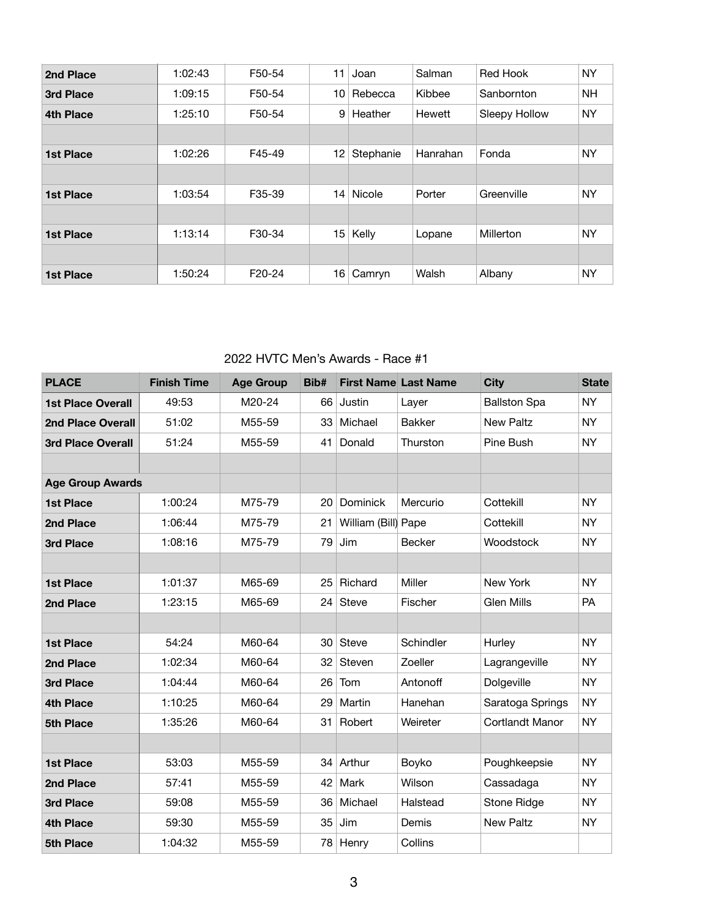| | | | | | | | |
|---|---|---|---|---|---|---|---|
| **2nd Place** | 1:02:43 | F50-54 | 11 | Joan | Salman | Red Hook | NY |
| **3rd Place** | 1:09:15 | F50-54 | 10 | Rebecca | Kibbee | Sanbornton | NH |
| **4th Place** | 1:25:10 | F50-54 | 9 | Heather | Hewett | Sleepy Hollow | NY |
| | | | | | | | |
| **1st Place** | 1:02:26 | F45-49 | 12 | Stephanie | Hanrahan | Fonda | NY |
| | | | | | | | |
| **1st Place** | 1:03:54 | F35-39 | 14 | Nicole | Porter | Greenville | NY |
| | | | | | | | |
| **1st Place** | 1:13:14 | F30-34 | 15 | Kelly | Lopane | Millerton | NY |
| | | | | | | | |
| **1st Place** | 1:50:24 | F20-24 | 16 | Camryn | Walsh | Albany | NY |

## 2022 HVTC Men's Awards - Race #1

| PLACE | Finish Time | Age Group | Bib# | First Name | Last Name | City | State |
|---|---|---|---|---|---|---|---|
| **1st Place Overall** | 49:53 | M20-24 | 66 | Justin | Layer | Ballston Spa | NY |
| **2nd Place Overall** | 51:02 | M55-59 | 33 | Michael | Bakker | New Paltz | NY |
| **3rd Place Overall** | 51:24 | M55-59 | 41 | Donald | Thurston | Pine Bush | NY |
| | | | | | | | |
| **Age Group Awards** | | | | | | | |
| **1st Place** | 1:00:24 | M75-79 | 20 | Dominick | Mercurio | Cottekill | NY |
| **2nd Place** | 1:06:44 | M75-79 | 21 | William (Bill) | Pape | Cottekill | NY |
| **3rd Place** | 1:08:16 | M75-79 | 79 | Jim | Becker | Woodstock | NY |
| | | | | | | | |
| **1st Place** | 1:01:37 | M65-69 | 25 | Richard | Miller | New York | NY |
| **2nd Place** | 1:23:15 | M65-69 | 24 | Steve | Fischer | Glen Mills | PA |
| | | | | | | | |
| **1st Place** | 54:24 | M60-64 | 30 | Steve | Schindler | Hurley | NY |
| **2nd Place** | 1:02:34 | M60-64 | 32 | Steven | Zoeller | Lagrangeville | NY |
| **3rd Place** | 1:04:44 | M60-64 | 26 | Tom | Antonoff | Dolgeville | NY |
| **4th Place** | 1:10:25 | M60-64 | 29 | Martin | Hanehan | Saratoga Springs | NY |
| **5th Place** | 1:35:26 | M60-64 | 31 | Robert | Weireter | Cortlandt Manor | NY |
| | | | | | | | |
| **1st Place** | 53:03 | M55-59 | 34 | Arthur | Boyko | Poughkeepsie | NY |
| **2nd Place** | 57:41 | M55-59 | 42 | Mark | Wilson | Cassadaga | NY |
| **3rd Place** | 59:08 | M55-59 | 36 | Michael | Halstead | Stone Ridge | NY |
| **4th Place** | 59:30 | M55-59 | 35 | Jim | Demis | New Paltz | NY |
| **5th Place** | 1:04:32 | M55-59 | 78 | Henry | Collins | | |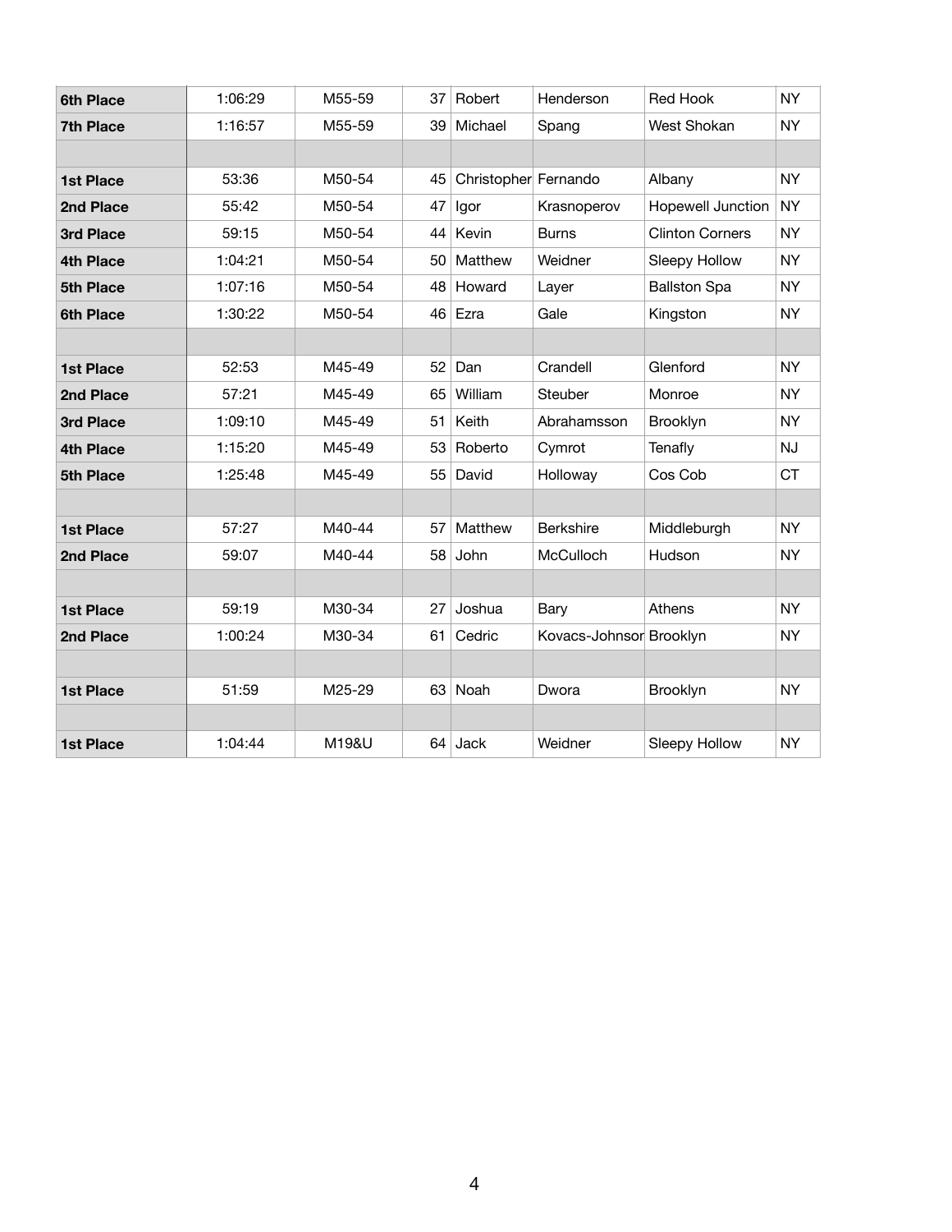| | | | | | | | |
|---|---|---|---|---|---|---|---|
| **6th Place** | 1:06:29 | M55-59 | 37 | Robert | Henderson | Red Hook | NY |
| **7th Place** | 1:16:57 | M55-59 | 39 | Michael | Spang | West Shokan | NY |
| | | | | | | | |
| **1st Place** | 53:36 | M50-54 | 45 | Christopher | Fernando | Albany | NY |
| **2nd Place** | 55:42 | M50-54 | 47 | Igor | Krasnoperov | Hopewell Junction | NY |
| **3rd Place** | 59:15 | M50-54 | 44 | Kevin | Burns | Clinton Corners | NY |
| **4th Place** | 1:04:21 | M50-54 | 50 | Matthew | Weidner | Sleepy Hollow | NY |
| **5th Place** | 1:07:16 | M50-54 | 48 | Howard | Layer | Ballston Spa | NY |
| **6th Place** | 1:30:22 | M50-54 | 46 | Ezra | Gale | Kingston | NY |
| | | | | | | | |
| **1st Place** | 52:53 | M45-49 | 52 | Dan | Crandell | Glenford | NY |
| **2nd Place** | 57:21 | M45-49 | 65 | William | Steuber | Monroe | NY |
| **3rd Place** | 1:09:10 | M45-49 | 51 | Keith | Abrahamsson | Brooklyn | NY |
| **4th Place** | 1:15:20 | M45-49 | 53 | Roberto | Cymrot | Tenafly | NJ |
| **5th Place** | 1:25:48 | M45-49 | 55 | David | Holloway | Cos Cob | CT |
| | | | | | | | |
| **1st Place** | 57:27 | M40-44 | 57 | Matthew | Berkshire | Middleburgh | NY |
| **2nd Place** | 59:07 | M40-44 | 58 | John | McCulloch | Hudson | NY |
| | | | | | | | |
| **1st Place** | 59:19 | M30-34 | 27 | Joshua | Bary | Athens | NY |
| **2nd Place** | 1:00:24 | M30-34 | 61 | Cedric | Kovacs-Johnsor | Brooklyn | NY |
| | | | | | | | |
| **1st Place** | 51:59 | M25-29 | 63 | Noah | Dwora | Brooklyn | NY |
| | | | | | | | |
| **1st Place** | 1:04:44 | M19&U | 64 | Jack | Weidner | Sleepy Hollow | NY |